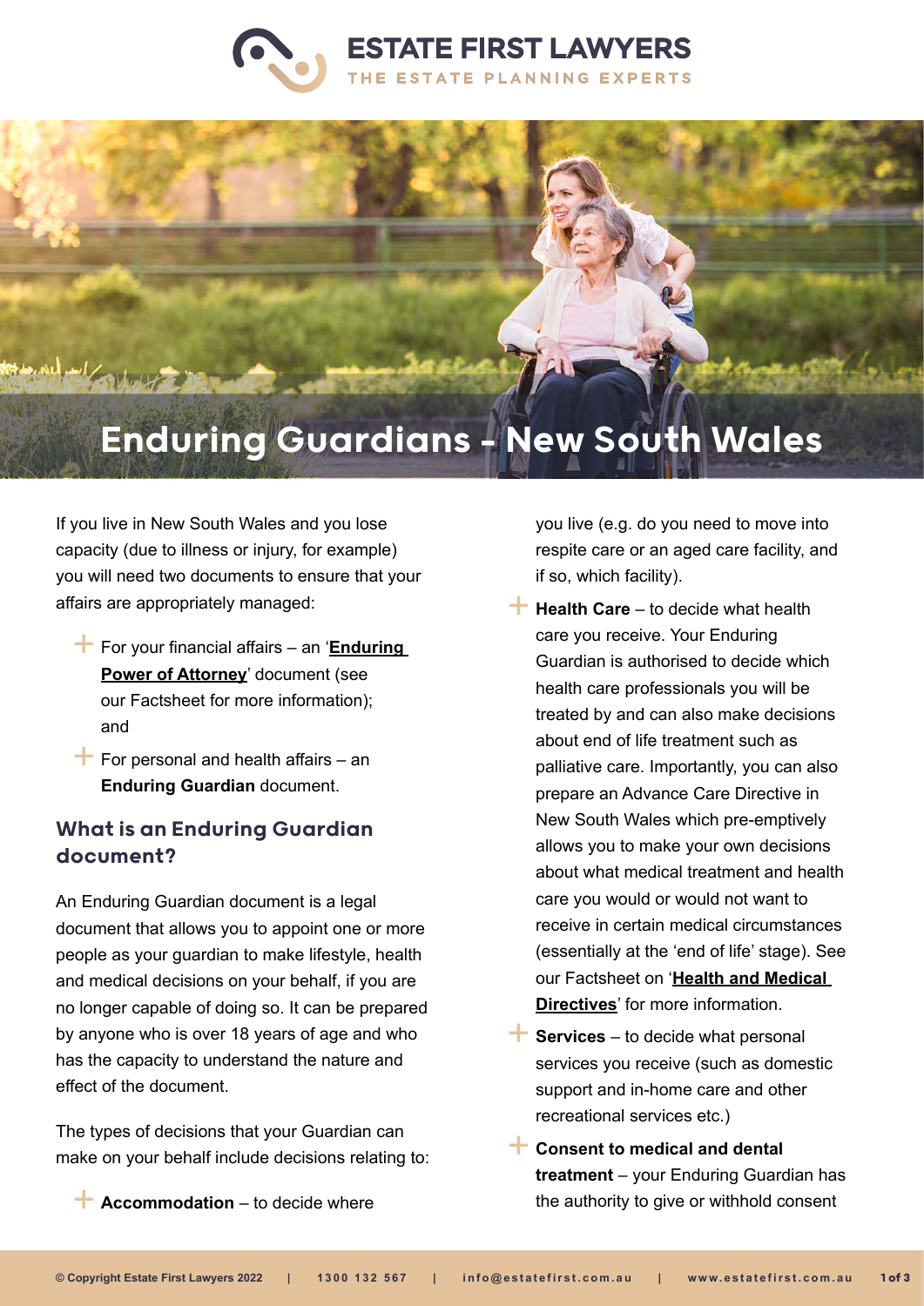# Enduring Guardians - New South Wales

If you live in New South Wales and you lose capacity (due to illness or injury, for example) you will need two documents to ensure that your affairs are appropriately managed:

- For your financial affairs – an '**Enduring Power of Attorney**' document (see our Factsheet for more information); and
- For personal and health affairs – an **Enduring Guardian** document.

## What is an Enduring Guardian document?

An Enduring Guardian document is a legal document that allows you to appoint one or more people as your guardian to make lifestyle, health and medical decisions on your behalf, if you are no longer capable of doing so. It can be prepared by anyone who is over 18 years of age and who has the capacity to understand the nature and effect of the document.

The types of decisions that your Guardian can make on your behalf include decisions relating to:

- **Accommodation** – to decide where you live (e.g. do you need to move into respite care or an aged care facility, and if so, which facility).
- **Health Care** – to decide what health care you receive. Your Enduring Guardian is authorised to decide which health care professionals you will be treated by and can also make decisions about end of life treatment such as palliative care. Importantly, you can also prepare an Advance Care Directive in New South Wales which pre-emptively allows you to make your own decisions about what medical treatment and health care you would or would not want to receive in certain medical circumstances (essentially at the 'end of life' stage). See our Factsheet on '**Health and Medical Directives**' for more information.
- **Services** – to decide what personal services you receive (such as domestic support and in-home care and other recreational services etc.)
- **Consent to medical and dental treatment** – your Enduring Guardian has the authority to give or withhold consent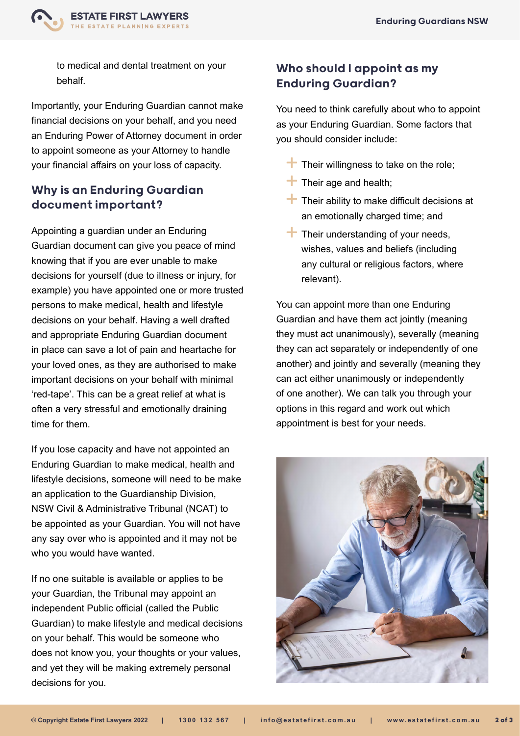to medical and dental treatment on your behalf.

Importantly, your Enduring Guardian cannot make financial decisions on your behalf, and you need an Enduring Power of Attorney document in order to appoint someone as your Attorney to handle your financial affairs on your loss of capacity.

## Why is an Enduring Guardian document important?

Appointing a guardian under an Enduring Guardian document can give you peace of mind knowing that if you are ever unable to make decisions for yourself (due to illness or injury, for example) you have appointed one or more trusted persons to make medical, health and lifestyle decisions on your behalf. Having a well drafted and appropriate Enduring Guardian document in place can save a lot of pain and heartache for your loved ones, as they are authorised to make important decisions on your behalf with minimal 'red-tape'. This can be a great relief at what is often a very stressful and emotionally draining time for them.

If you lose capacity and have not appointed an Enduring Guardian to make medical, health and lifestyle decisions, someone will need to be make an application to the Guardianship Division, NSW Civil & Administrative Tribunal (NCAT) to be appointed as your Guardian. You will not have any say over who is appointed and it may not be who you would have wanted.

If no one suitable is available or applies to be your Guardian, the Tribunal may appoint an independent Public official (called the Public Guardian) to make lifestyle and medical decisions on your behalf. This would be someone who does not know you, your thoughts or your values, and yet they will be making extremely personal decisions for you.

## Who should I appoint as my Enduring Guardian?

You need to think carefully about who to appoint as your Enduring Guardian. Some factors that you should consider include:

- Their willingness to take on the role;
- Their age and health;
- Their ability to make difficult decisions at an emotionally charged time; and
- Their understanding of your needs, wishes, values and beliefs (including any cultural or religious factors, where relevant).

You can appoint more than one Enduring Guardian and have them act jointly (meaning they must act unanimously), severally (meaning they can act separately or independently of one another) and jointly and severally (meaning they can act either unanimously or independently of one another). We can talk you through your options in this regard and work out which appointment is best for your needs.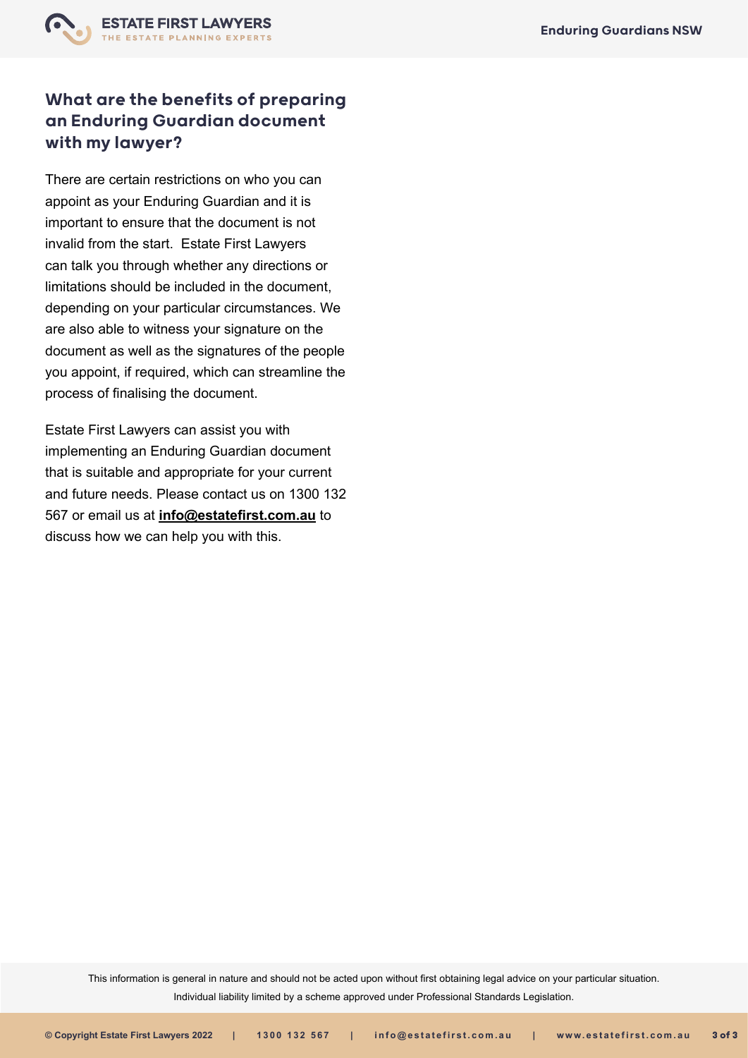## What are the benefits of preparing an Enduring Guardian document with my lawyer?

There are certain restrictions on who you can appoint as your Enduring Guardian and it is important to ensure that the document is not invalid from the start. Estate First Lawyers can talk you through whether any directions or limitations should be included in the document, depending on your particular circumstances. We are also able to witness your signature on the document as well as the signatures of the people you appoint, if required, which can streamline the process of finalising the document.

Estate First Lawyers can assist you with implementing an Enduring Guardian document that is suitable and appropriate for your current and future needs. Please contact us on 1300 132 567 or email us at **info@estatefirst.com.au** to discuss how we can help you with this.

This information is general in nature and should not be acted upon without first obtaining legal advice on your particular situation.
Individual liability limited by a scheme approved under Professional Standards Legislation.